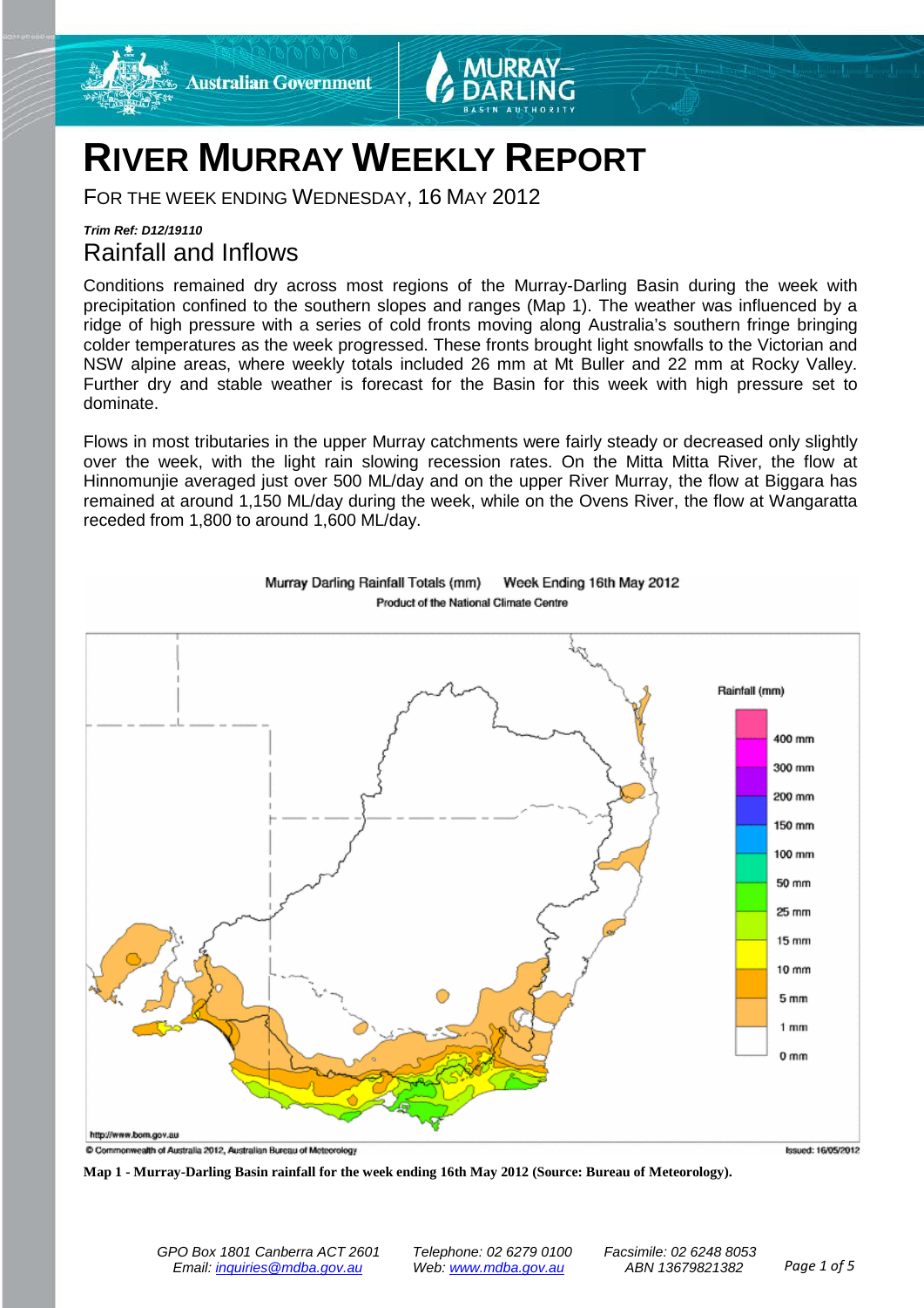# RIVER MURRAY WEEKLY REPORT

FOR THE WEEK ENDING WEDNESDAY, 16 MAY 2012

***Trim Ref: D12/19110***

## Rainfall and Inflows

Conditions remained dry across most regions of the Murray-Darling Basin during the week with precipitation confined to the southern slopes and ranges (Map 1). The weather was influenced by a ridge of high pressure with a series of cold fronts moving along Australia's southern fringe bringing colder temperatures as the week progressed. These fronts brought light snowfalls to the Victorian and NSW alpine areas, where weekly totals included 26 mm at Mt Buller and 22 mm at Rocky Valley. Further dry and stable weather is forecast for the Basin for this week with high pressure set to dominate.

Flows in most tributaries in the upper Murray catchments were fairly steady or decreased only slightly over the week, with the light rain slowing recession rates. On the Mitta Mitta River, the flow at Hinnomunjie averaged just over 500 ML/day and on the upper River Murray, the flow at Biggara has remained at around 1,150 ML/day during the week, while on the Ovens River, the flow at Wangaratta receded from 1,800 to around 1,600 ML/day.

**Map 1 - Murray-Darling Basin rainfall for the week ending 16th May 2012 (Source: Bureau of Meteorology).**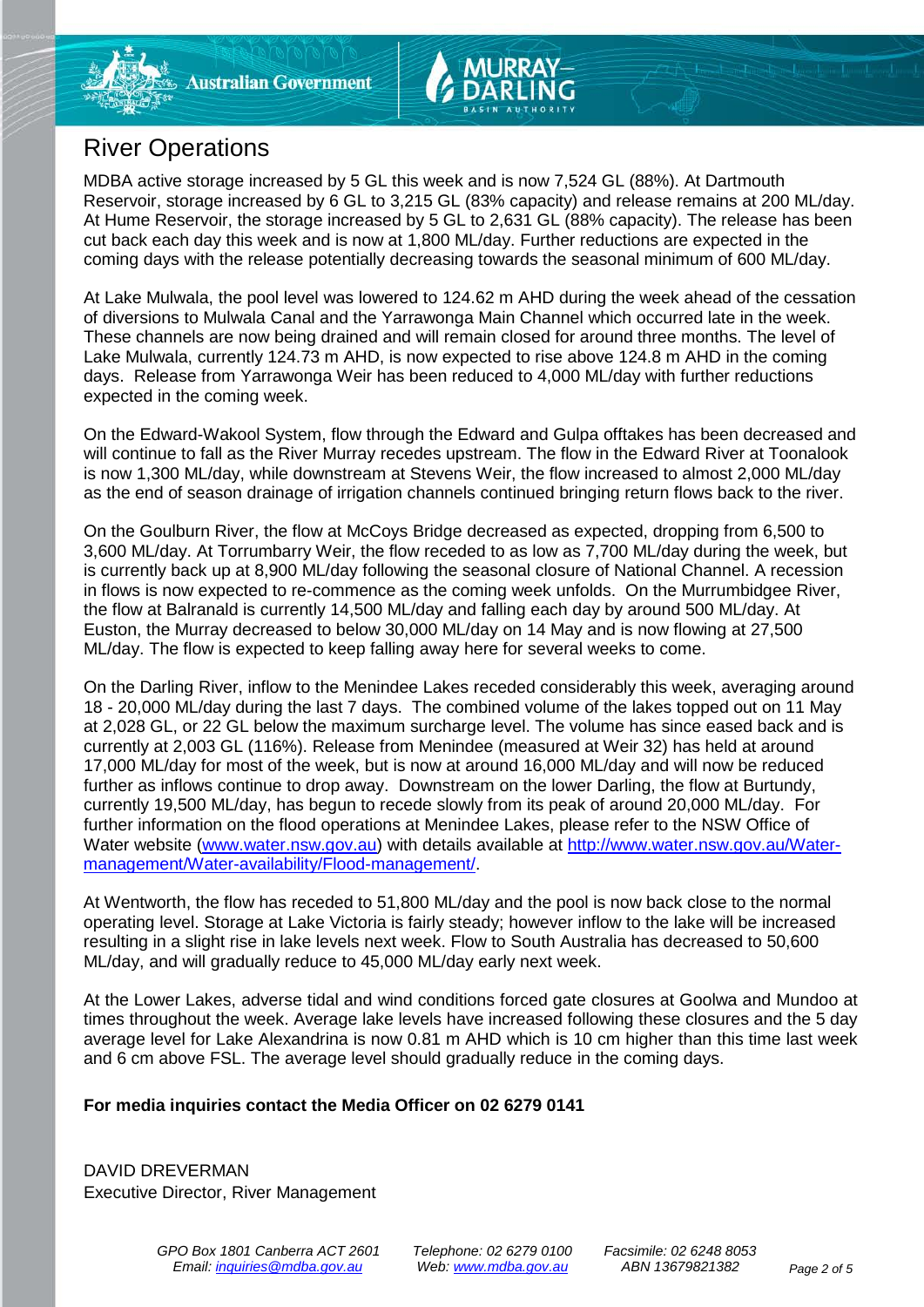## River Operations

MDBA active storage increased by 5 GL this week and is now 7,524 GL (88%). At Dartmouth Reservoir, storage increased by 6 GL to 3,215 GL (83% capacity) and release remains at 200 ML/day. At Hume Reservoir, the storage increased by 5 GL to 2,631 GL (88% capacity). The release has been cut back each day this week and is now at 1,800 ML/day. Further reductions are expected in the coming days with the release potentially decreasing towards the seasonal minimum of 600 ML/day.

At Lake Mulwala, the pool level was lowered to 124.62 m AHD during the week ahead of the cessation of diversions to Mulwala Canal and the Yarrawonga Main Channel which occurred late in the week. These channels are now being drained and will remain closed for around three months. The level of Lake Mulwala, currently 124.73 m AHD, is now expected to rise above 124.8 m AHD in the coming days. Release from Yarrawonga Weir has been reduced to 4,000 ML/day with further reductions expected in the coming week.

On the Edward-Wakool System, flow through the Edward and Gulpa offtakes has been decreased and will continue to fall as the River Murray recedes upstream. The flow in the Edward River at Toonalook is now 1,300 ML/day, while downstream at Stevens Weir, the flow increased to almost 2,000 ML/day as the end of season drainage of irrigation channels continued bringing return flows back to the river.

On the Goulburn River, the flow at McCoys Bridge decreased as expected, dropping from 6,500 to 3,600 ML/day. At Torrumbarry Weir, the flow receded to as low as 7,700 ML/day during the week, but is currently back up at 8,900 ML/day following the seasonal closure of National Channel. A recession in flows is now expected to re-commence as the coming week unfolds. On the Murrumbidgee River, the flow at Balranald is currently 14,500 ML/day and falling each day by around 500 ML/day. At Euston, the Murray decreased to below 30,000 ML/day on 14 May and is now flowing at 27,500 ML/day. The flow is expected to keep falling away here for several weeks to come.

On the Darling River, inflow to the Menindee Lakes receded considerably this week, averaging around 18 - 20,000 ML/day during the last 7 days. The combined volume of the lakes topped out on 11 May at 2,028 GL, or 22 GL below the maximum surcharge level. The volume has since eased back and is currently at 2,003 GL (116%). Release from Menindee (measured at Weir 32) has held at around 17,000 ML/day for most of the week, but is now at around 16,000 ML/day and will now be reduced further as inflows continue to drop away. Downstream on the lower Darling, the flow at Burtundy, currently 19,500 ML/day, has begun to recede slowly from its peak of around 20,000 ML/day. For further information on the flood operations at Menindee Lakes, please refer to the NSW Office of Water website ([www.water.nsw.gov.au](http://www.water.nsw.gov.au)) with details available at [http://www.water.nsw.gov.au/Water-management/Water-availability/Flood-management/](http://www.water.nsw.gov.au/Water-management/Water-availability/Flood-management/).

At Wentworth, the flow has receded to 51,800 ML/day and the pool is now back close to the normal operating level. Storage at Lake Victoria is fairly steady; however inflow to the lake will be increased resulting in a slight rise in lake levels next week. Flow to South Australia has decreased to 50,600 ML/day, and will gradually reduce to 45,000 ML/day early next week.

At the Lower Lakes, adverse tidal and wind conditions forced gate closures at Goolwa and Mundoo at times throughout the week. Average lake levels have increased following these closures and the 5 day average level for Lake Alexandrina is now 0.81 m AHD which is 10 cm higher than this time last week and 6 cm above FSL. The average level should gradually reduce in the coming days.

**For media inquiries contact the Media Officer on 02 6279 0141**

DAVID DREVERMAN
Executive Director, River Management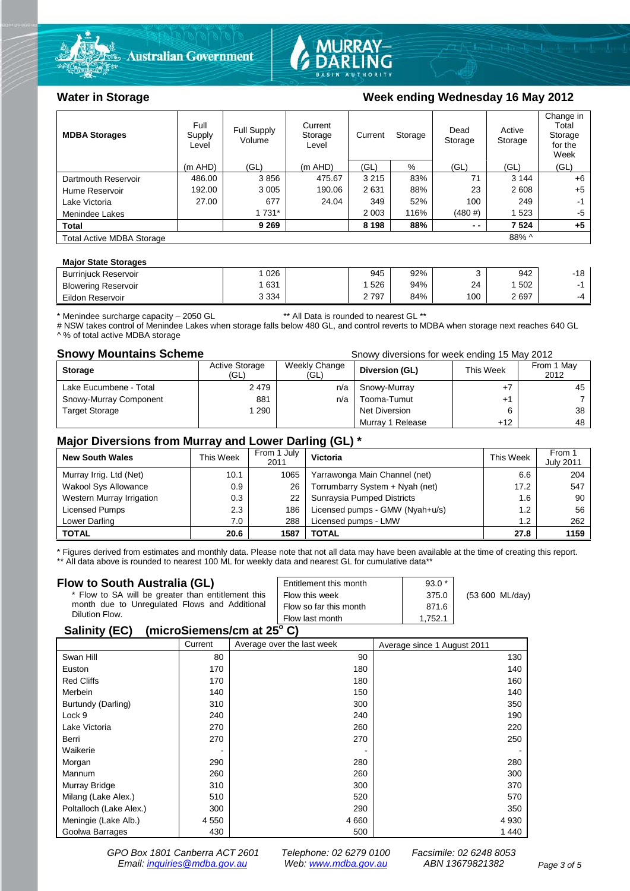## Water in Storage

**Week ending Wednesday 16 May 2012**

| MDBA Storages | Full Supply Level | Full Supply Volume | Current Storage Level | Current Storage | | Dead Storage | Active Storage | Change in Total Storage for the Week |
|---|---|---|---|---|---|---|---|---|
| | (m AHD) | (GL) | (m AHD) | (GL) | % | (GL) | (GL) | (GL) |
| Dartmouth Reservoir | 486.00 | 3 856 | 475.67 | 3 215 | 83% | 71 | 3 144 | +6 |
| Hume Reservoir | 192.00 | 3 005 | 190.06 | 2 631 | 88% | 23 | 2 608 | +5 |
| Lake Victoria | 27.00 | 677 | 24.04 | 349 | 52% | 100 | 249 | -1 |
| Menindee Lakes | | 1 731* | | 2 003 | 116% | (480 #) | 1 523 | -5 |
| **Total** | | **9 269** | | **8 198** | **88%** | **- -** | **7 524** | **+5** |
| Total Active MDBA Storage | | | | | | | 88% ^ | |

**Major State Storages**

| | | | | | | | | |
|---|---|---|---|---|---|---|---|---|
| Burrinjuck Reservoir | | 1 026 | | 945 | 92% | 3 | 942 | -18 |
| Blowering Reservoir | | 1 631 | | 1 526 | 94% | 24 | 1 502 | -1 |
| Eildon Reservoir | | 3 334 | | 2 797 | 84% | 100 | 2 697 | -4 |

\* Menindee surcharge capacity – 2050 GL ** All Data is rounded to nearest GL **
# NSW takes control of Menindee Lakes when storage falls below 480 GL, and control reverts to MDBA when storage next reaches 640 GL
^ % of total active MDBA storage

## Snowy Mountains Scheme

Snowy diversions for week ending 15 May 2012

| Storage | Active Storage (GL) | Weekly Change (GL) | Diversion (GL) | This Week | From 1 May 2012 |
|---|---|---|---|---|---|
| Lake Eucumbene - Total | 2 479 | n/a | Snowy-Murray | +7 | 45 |
| Snowy-Murray Component | 881 | n/a | Tooma-Tumut | +1 | 7 |
| Target Storage | 1 290 | | Net Diversion | 6 | 38 |
| | | | Murray 1 Release | +12 | 48 |

## Major Diversions from Murray and Lower Darling (GL) *

| New South Wales | This Week | From 1 July 2011 | Victoria | This Week | From 1 July 2011 |
|---|---|---|---|---|---|
| Murray Irrig. Ltd (Net) | 10.1 | 1065 | Yarrawonga Main Channel (net) | 6.6 | 204 |
| Wakool Sys Allowance | 0.9 | 26 | Torrumbarry System + Nyah (net) | 17.2 | 547 |
| Western Murray Irrigation | 0.3 | 22 | Sunraysia Pumped Districts | 1.6 | 90 |
| Licensed Pumps | 2.3 | 186 | Licensed pumps - GMW (Nyah+u/s) | 1.2 | 56 |
| Lower Darling | 7.0 | 288 | Licensed pumps - LMW | 1.2 | 262 |
| **TOTAL** | **20.6** | **1587** | **TOTAL** | **27.8** | **1159** |

\* Figures derived from estimates and monthly data. Please note that not all data may have been available at the time of creating this report.
** All data above is rounded to nearest 100 ML for weekly data and nearest GL for cumulative data**

## Flow to South Australia (GL)

\* Flow to SA will be greater than entitlement this month due to Unregulated Flows and Additional Dilution Flow.

| | | |
|---|---|---|
| Entitlement this month | 93.0 * | |
| Flow this week | 375.0 | (53 600 ML/day) |
| Flow so far this month | 871.6 | |
| Flow last month | 1,752.1 | |

## Salinity (EC) (microSiemens/cm at 25° C)

| | Current | Average over the last week | Average since 1 August 2011 |
|---|---|---|---|
| Swan Hill | 80 | 90 | 130 |
| Euston | 170 | 180 | 140 |
| Red Cliffs | 170 | 180 | 160 |
| Merbein | 140 | 150 | 140 |
| Burtundy (Darling) | 310 | 300 | 350 |
| Lock 9 | 240 | 240 | 190 |
| Lake Victoria | 270 | 260 | 220 |
| Berri | 270 | 270 | 250 |
| Waikerie | - | - | - |
| Morgan | 290 | 280 | 280 |
| Mannum | 260 | 260 | 300 |
| Murray Bridge | 310 | 300 | 370 |
| Milang (Lake Alex.) | 510 | 520 | 570 |
| Poltalloch (Lake Alex.) | 300 | 290 | 350 |
| Meningie (Lake Alb.) | 4 550 | 4 660 | 4 930 |
| Goolwa Barrages | 430 | 500 | 1 440 |

*GPO Box 1801 Canberra ACT 2601 Telephone: 02 6279 0100 Facsimile: 02 6248 8053*
*Email: inquiries@mdba.gov.au Web: www.mdba.gov.au ABN 13679821382*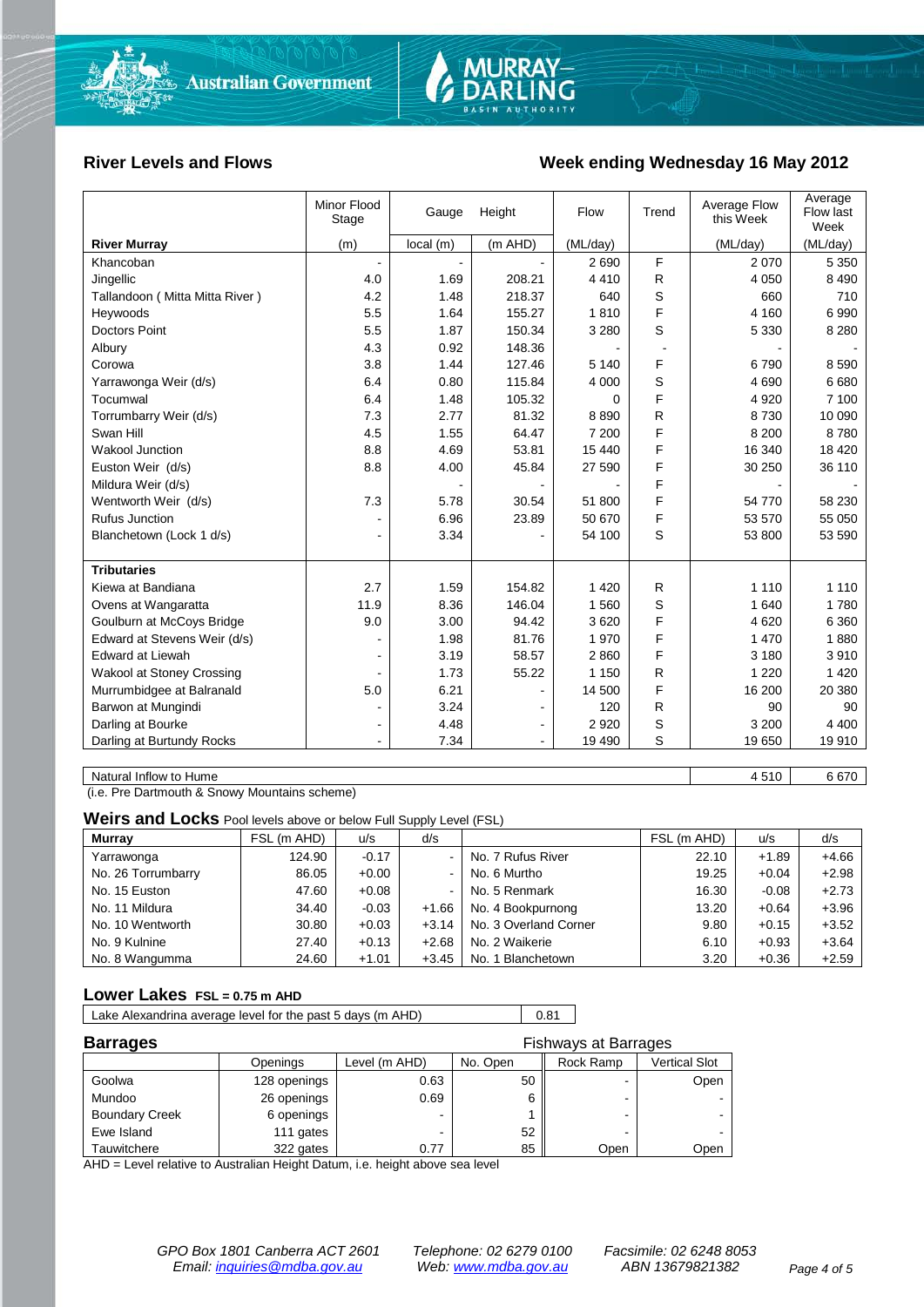## River Levels and Flows

## Week ending Wednesday 16 May 2012

| River Murray | Minor Flood Stage (m) | Gauge local (m) | Height (m AHD) | Flow (ML/day) | Trend | Average Flow this Week (ML/day) | Average Flow last Week (ML/day) |
|---|---|---|---|---|---|---|---|
| Khancoban | - | - | - | 2 690 | F | 2 070 | 5 350 |
| Jingellic | 4.0 | 1.69 | 208.21 | 4 410 | R | 4 050 | 8 490 |
| Tallandoon ( Mitta Mitta River ) | 4.2 | 1.48 | 218.37 | 640 | S | 660 | 710 |
| Heywoods | 5.5 | 1.64 | 155.27 | 1 810 | F | 4 160 | 6 990 |
| Doctors Point | 5.5 | 1.87 | 150.34 | 3 280 | S | 5 330 | 8 280 |
| Albury | 4.3 | 0.92 | 148.36 | - | - | - | - |
| Corowa | 3.8 | 1.44 | 127.46 | 5 140 | F | 6 790 | 8 590 |
| Yarrawonga Weir (d/s) | 6.4 | 0.80 | 115.84 | 4 000 | S | 4 690 | 6 680 |
| Tocumwal | 6.4 | 1.48 | 105.32 | 0 | F | 4 920 | 7 100 |
| Torrumbarry Weir (d/s) | 7.3 | 2.77 | 81.32 | 8 890 | R | 8 730 | 10 090 |
| Swan Hill | 4.5 | 1.55 | 64.47 | 7 200 | F | 8 200 | 8 780 |
| Wakool Junction | 8.8 | 4.69 | 53.81 | 15 440 | F | 16 340 | 18 420 |
| Euston Weir (d/s) | 8.8 | 4.00 | 45.84 | 27 590 | F | 30 250 | 36 110 |
| Mildura Weir (d/s) | | - | - | - | F | - | - |
| Wentworth Weir (d/s) | 7.3 | 5.78 | 30.54 | 51 800 | F | 54 770 | 58 230 |
| Rufus Junction | - | 6.96 | 23.89 | 50 670 | F | 53 570 | 55 050 |
| Blanchetown (Lock 1 d/s) | - | 3.34 | - | 54 100 | S | 53 800 | 53 590 |
| **Tributaries** | | | | | | | |
| Kiewa at Bandiana | 2.7 | 1.59 | 154.82 | 1 420 | R | 1 110 | 1 110 |
| Ovens at Wangaratta | 11.9 | 8.36 | 146.04 | 1 560 | S | 1 640 | 1 780 |
| Goulburn at McCoys Bridge | 9.0 | 3.00 | 94.42 | 3 620 | F | 4 620 | 6 360 |
| Edward at Stevens Weir (d/s) | - | 1.98 | 81.76 | 1 970 | F | 1 470 | 1 880 |
| Edward at Liewah | - | 3.19 | 58.57 | 2 860 | F | 3 180 | 3 910 |
| Wakool at Stoney Crossing | - | 1.73 | 55.22 | 1 150 | R | 1 220 | 1 420 |
| Murrumbidgee at Balranald | 5.0 | 6.21 | - | 14 500 | F | 16 200 | 20 380 |
| Barwon at Mungindi | - | 3.24 | - | 120 | R | 90 | 90 |
| Darling at Bourke | - | 4.48 | - | 2 920 | S | 3 200 | 4 400 |
| Darling at Burtundy Rocks | - | 7.34 | - | 19 490 | S | 19 650 | 19 910 |

| Natural Inflow to Hume | 4 510 | 6 670 |
|---|---|---|

(i.e. Pre Dartmouth & Snowy Mountains scheme)

### Weirs and Locks
Pool levels above or below Full Supply Level (FSL)

| Murray | FSL (m AHD) | u/s | d/s | | FSL (m AHD) | u/s | d/s |
|---|---|---|---|---|---|---|---|
| Yarrawonga | 124.90 | -0.17 | - | No. 7 Rufus River | 22.10 | +1.89 | +4.66 |
| No. 26 Torrumbarry | 86.05 | +0.00 | - | No. 6 Murtho | 19.25 | +0.04 | +2.98 |
| No. 15 Euston | 47.60 | +0.08 | - | No. 5 Renmark | 16.30 | -0.08 | +2.73 |
| No. 11 Mildura | 34.40 | -0.03 | +1.66 | No. 4 Bookpurnong | 13.20 | +0.64 | +3.96 |
| No. 10 Wentworth | 30.80 | +0.03 | +3.14 | No. 3 Overland Corner | 9.80 | +0.15 | +3.52 |
| No. 9 Kulnine | 27.40 | +0.13 | +2.68 | No. 2 Waikerie | 6.10 | +0.93 | +3.64 |
| No. 8 Wangumma | 24.60 | +1.01 | +3.45 | No. 1 Blanchetown | 3.20 | +0.36 | +2.59 |

### Lower Lakes
FSL = 0.75 m AHD

| Lake Alexandrina average level for the past 5 days (m AHD) | 0.81 |
|---|---|

### Barrages

| | Openings | Level (m AHD) | No. Open | Fishways at Barrages: Rock Ramp | Vertical Slot |
|---|---|---|---|---|---|
| Goolwa | 128 openings | 0.63 | 50 | - | Open |
| Mundoo | 26 openings | 0.69 | 6 | - | - |
| Boundary Creek | 6 openings | - | 1 | - | - |
| Ewe Island | 111 gates | - | 52 | - | - |
| Tauwitchere | 322 gates | 0.77 | 85 | Open | Open |

AHD = Level relative to Australian Height Datum, i.e. height above sea level

*GPO Box 1801 Canberra ACT 2601* *Email: inquiries@mdba.gov.au* *Telephone: 02 6279 0100* *Web: www.mdba.gov.au* *Facsimile: 02 6248 8053* *ABN 13679821382*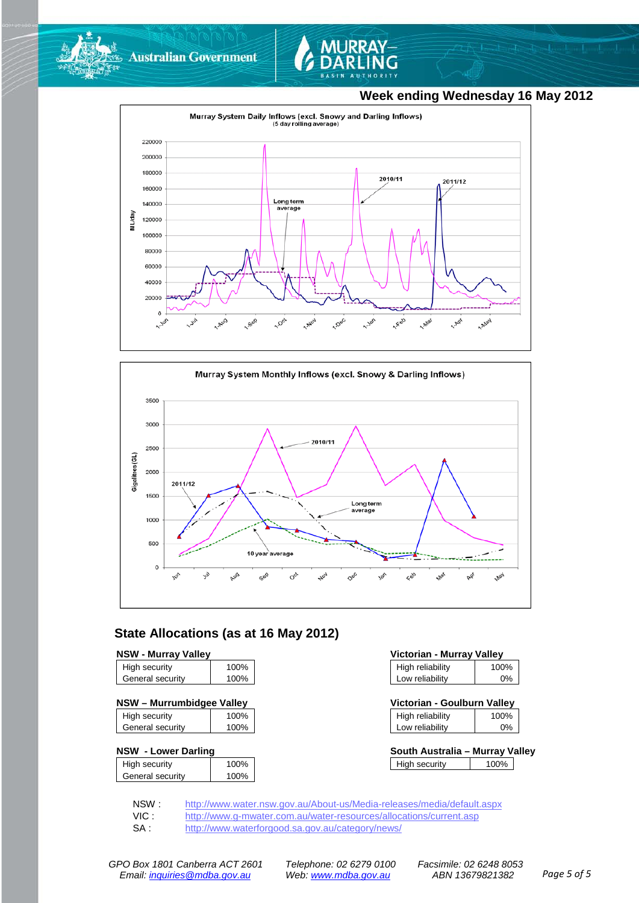## Week ending Wednesday 16 May 2012

Murray System Daily Inflows (excl. Snowy and Darling Inflows)
(5 day rolling average)

ML/day

220000
200000
180000
160000
140000
120000
100000
80000
60000
40000
20000
0

1-Jun 1-Jul 1-Aug 1-Sep 1-Oct 1-Nov 1-Dec 1-Jan 1-Feb 1-Mar 1-Apr 1-May

2010/11
2011/12
Long term average

Murray System Monthly Inflows (excl. Snowy & Darling Inflows)

Gigalitres (GL)

3500
3000
2500
2000
1500
1000
500
0

Jun Jul Aug Sep Oct Nov Dec Jan Feb Mar Apr May

2010/11
2011/12
Long term average
10 year average

## State Allocations (as at 16 May 2012)

**NSW - Murray Valley**

| | |
|---|---|
| High security | 100% |
| General security | 100% |

**NSW – Murrumbidgee Valley**

| | |
|---|---|
| High security | 100% |
| General security | 100% |

**NSW - Lower Darling**

| | |
|---|---|
| High security | 100% |
| General security | 100% |

**Victorian - Murray Valley**

| | |
|---|---|
| High reliability | 100% |
| Low reliability | 0% |

**Victorian - Goulburn Valley**

| | |
|---|---|
| High reliability | 100% |
| Low reliability | 0% |

**South Australia – Murray Valley**

| | |
|---|---|
| High security | 100% |

NSW : http://www.water.nsw.gov.au/About-us/Media-releases/media/default.aspx
VIC : http://www.g-mwater.com.au/water-resources/allocations/current.asp
SA : http://www.waterforgood.sa.gov.au/category/news/

*GPO Box 1801 Canberra ACT 2601* *Telephone: 02 6279 0100* *Facsimile: 02 6248 8053*
*Email: inquiries@mdba.gov.au* *Web: www.mdba.gov.au* *ABN 13679821382*